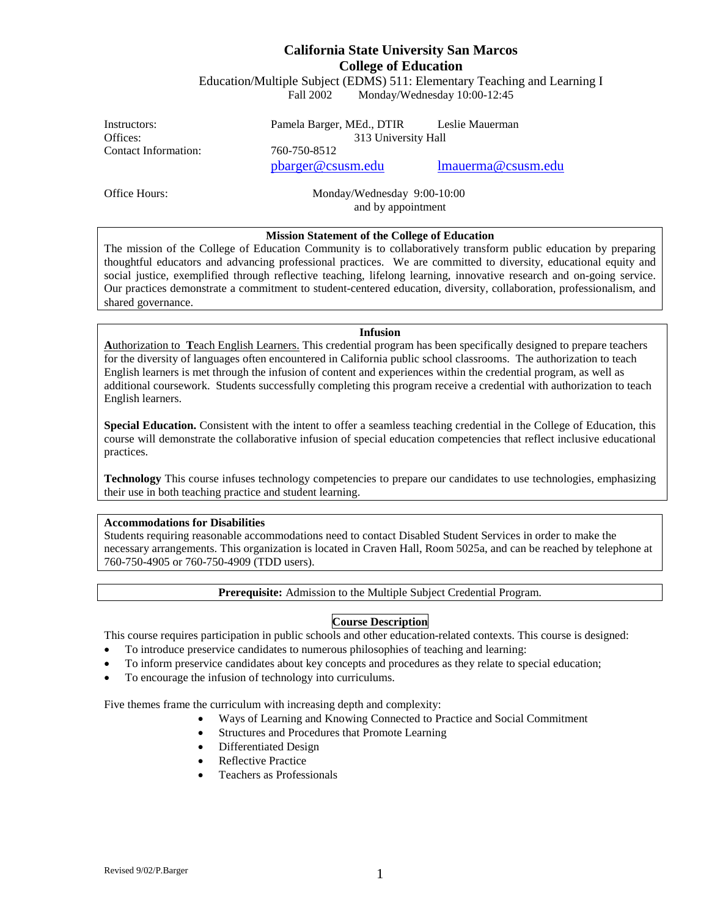# California State University San Marcos
## College of Education

Education/Multiple Subject (EDMS) 511: Elementary Teaching and Learning I
Fall 2002 Monday/Wednesday 10:00-12:45

| | | |
|---|---|---|
| Instructors: | Pamela Barger, MEd., DTIR | Leslie Mauerman |
| Offices: | 313 University Hall | |
| Contact Information: | 760-750-8512 | |
| | pbarger@csusm.edu | lmauerma@csusm.edu |
| Office Hours: | Monday/Wednesday 9:00-10:00 and by appointment | |

**Mission Statement of the College of Education**

The mission of the College of Education Community is to collaboratively transform public education by preparing thoughtful educators and advancing professional practices. We are committed to diversity, educational equity and social justice, exemplified through reflective teaching, lifelong learning, innovative research and on-going service. Our practices demonstrate a commitment to student-centered education, diversity, collaboration, professionalism, and shared governance.

**Infusion**

**A**uthorization to **T**each English Learners. This credential program has been specifically designed to prepare teachers for the diversity of languages often encountered in California public school classrooms. The authorization to teach English learners is met through the infusion of content and experiences within the credential program, as well as additional coursework. Students successfully completing this program receive a credential with authorization to teach English learners.

**Special Education.** Consistent with the intent to offer a seamless teaching credential in the College of Education, this course will demonstrate the collaborative infusion of special education competencies that reflect inclusive educational practices.

**Technology** This course infuses technology competencies to prepare our candidates to use technologies, emphasizing their use in both teaching practice and student learning.

**Accommodations for Disabilities**

Students requiring reasonable accommodations need to contact Disabled Student Services in order to make the necessary arrangements. This organization is located in Craven Hall, Room 5025a, and can be reached by telephone at 760-750-4905 or 760-750-4909 (TDD users).

**Prerequisite:** Admission to the Multiple Subject Credential Program.

**Course Description**

This course requires participation in public schools and other education-related contexts. This course is designed:

- To introduce preservice candidates to numerous philosophies of teaching and learning:
- To inform preservice candidates about key concepts and procedures as they relate to special education;
- To encourage the infusion of technology into curriculums.

Five themes frame the curriculum with increasing depth and complexity:

- Ways of Learning and Knowing Connected to Practice and Social Commitment
- Structures and Procedures that Promote Learning
- Differentiated Design
- Reflective Practice
- Teachers as Professionals

Revised 9/02/P.Barger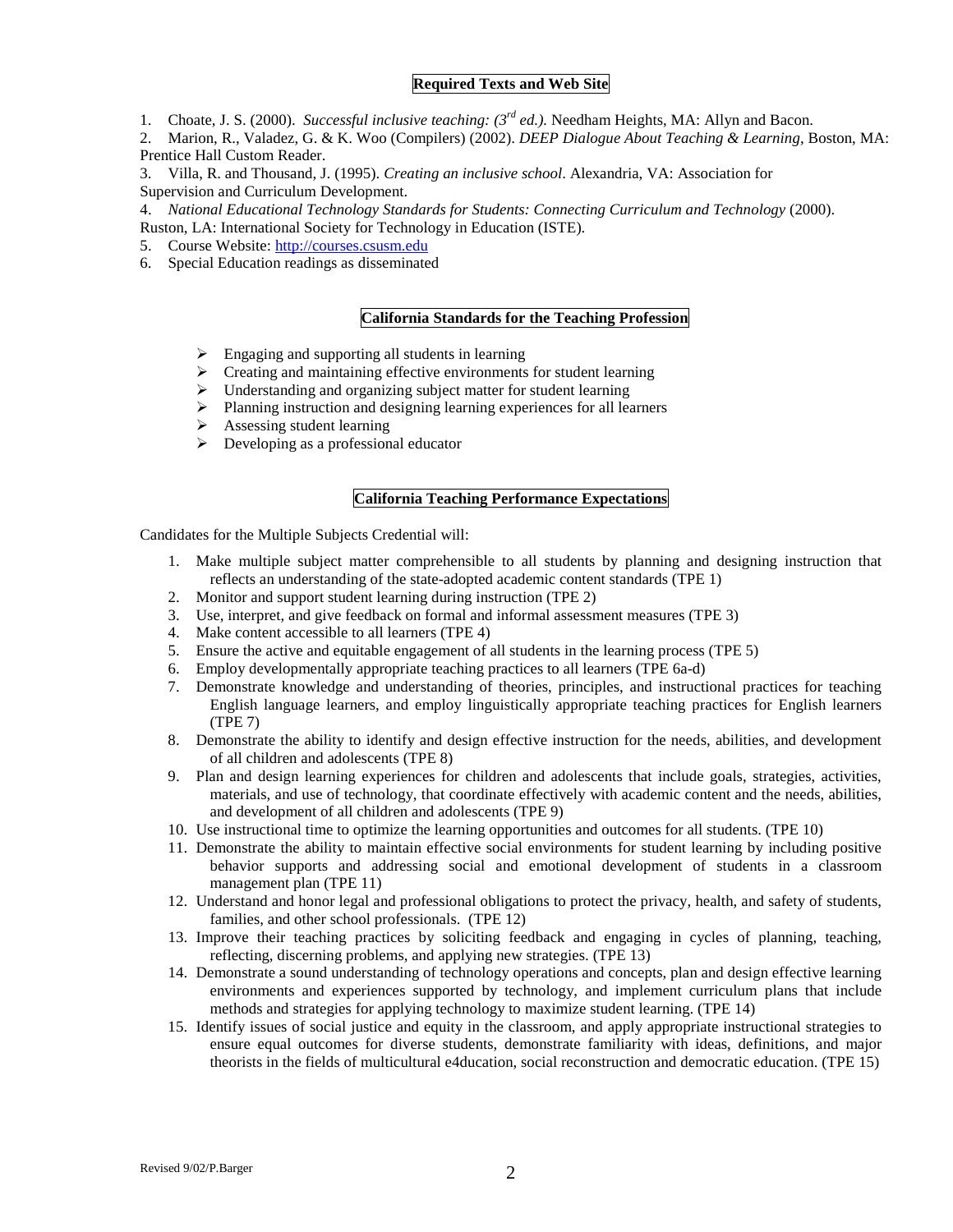## Required Texts and Web Site

1. Choate, J. S. (2000). *Successful inclusive teaching: (3rd ed.).* Needham Heights, MA: Allyn and Bacon.
2. Marion, R., Valadez, G. & K. Woo (Compilers) (2002). *DEEP Dialogue About Teaching & Learning*, Boston, MA: Prentice Hall Custom Reader.
3. Villa, R. and Thousand, J. (1995). *Creating an inclusive school*. Alexandria, VA: Association for Supervision and Curriculum Development.
4. *National Educational Technology Standards for Students: Connecting Curriculum and Technology* (2000). Ruston, LA: International Society for Technology in Education (ISTE).
5. Course Website: http://courses.csusm.edu
6. Special Education readings as disseminated

## California Standards for the Teaching Profession

- Engaging and supporting all students in learning
- Creating and maintaining effective environments for student learning
- Understanding and organizing subject matter for student learning
- Planning instruction and designing learning experiences for all learners
- Assessing student learning
- Developing as a professional educator

## California Teaching Performance Expectations

Candidates for the Multiple Subjects Credential will:

1. Make multiple subject matter comprehensible to all students by planning and designing instruction that reflects an understanding of the state-adopted academic content standards (TPE 1)
2. Monitor and support student learning during instruction (TPE 2)
3. Use, interpret, and give feedback on formal and informal assessment measures (TPE 3)
4. Make content accessible to all learners (TPE 4)
5. Ensure the active and equitable engagement of all students in the learning process (TPE 5)
6. Employ developmentally appropriate teaching practices to all learners (TPE 6a-d)
7. Demonstrate knowledge and understanding of theories, principles, and instructional practices for teaching English language learners, and employ linguistically appropriate teaching practices for English learners (TPE 7)
8. Demonstrate the ability to identify and design effective instruction for the needs, abilities, and development of all children and adolescents (TPE 8)
9. Plan and design learning experiences for children and adolescents that include goals, strategies, activities, materials, and use of technology, that coordinate effectively with academic content and the needs, abilities, and development of all children and adolescents (TPE 9)
10. Use instructional time to optimize the learning opportunities and outcomes for all students. (TPE 10)
11. Demonstrate the ability to maintain effective social environments for student learning by including positive behavior supports and addressing social and emotional development of students in a classroom management plan (TPE 11)
12. Understand and honor legal and professional obligations to protect the privacy, health, and safety of students, families, and other school professionals. (TPE 12)
13. Improve their teaching practices by soliciting feedback and engaging in cycles of planning, teaching, reflecting, discerning problems, and applying new strategies. (TPE 13)
14. Demonstrate a sound understanding of technology operations and concepts, plan and design effective learning environments and experiences supported by technology, and implement curriculum plans that include methods and strategies for applying technology to maximize student learning. (TPE 14)
15. Identify issues of social justice and equity in the classroom, and apply appropriate instructional strategies to ensure equal outcomes for diverse students, demonstrate familiarity with ideas, definitions, and major theorists in the fields of multicultural e4ducation, social reconstruction and democratic education. (TPE 15)

Revised 9/02/P.Barger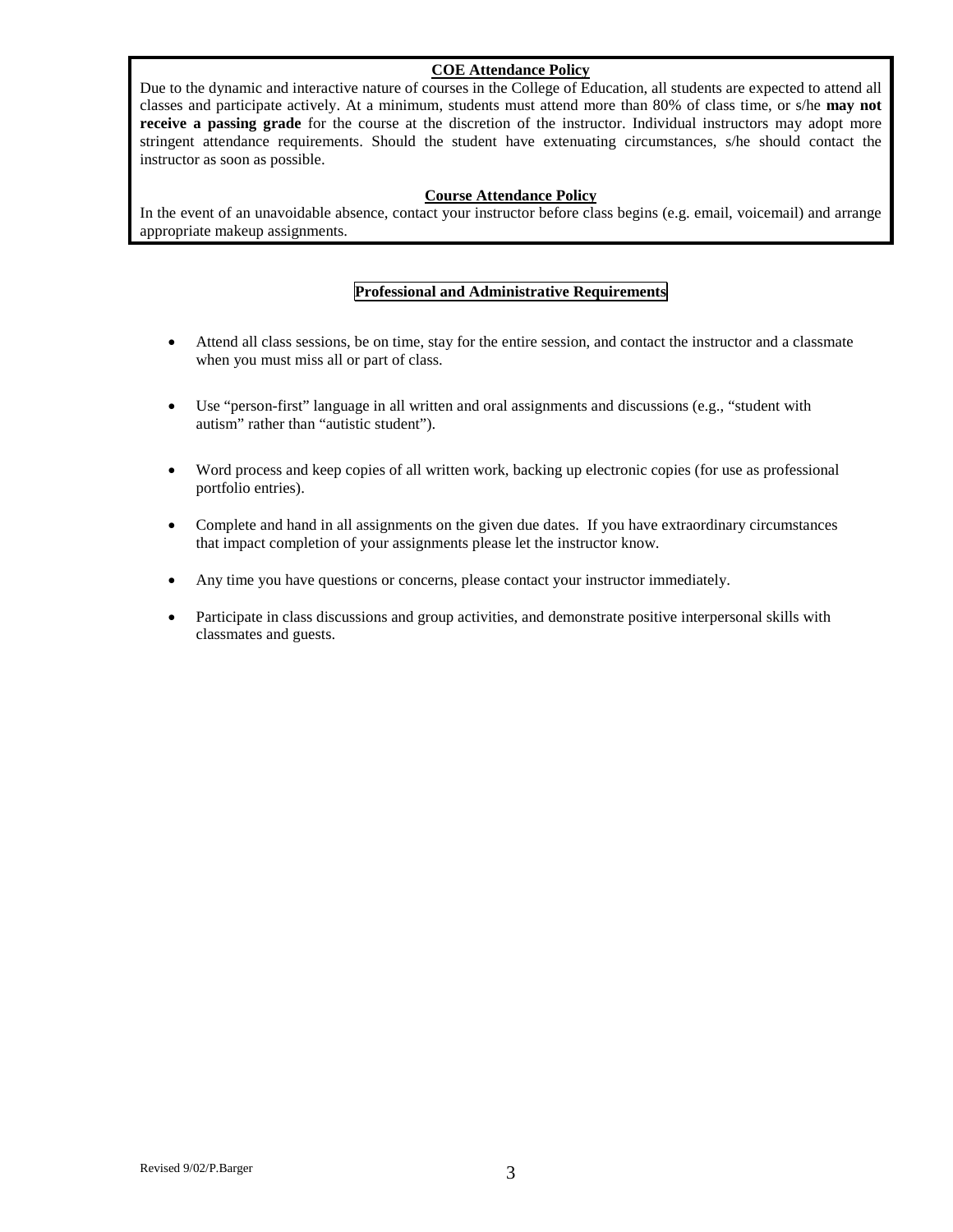## COE Attendance Policy

Due to the dynamic and interactive nature of courses in the College of Education, all students are expected to attend all classes and participate actively. At a minimum, students must attend more than 80% of class time, or s/he **may not receive a passing grade** for the course at the discretion of the instructor. Individual instructors may adopt more stringent attendance requirements. Should the student have extenuating circumstances, s/he should contact the instructor as soon as possible.

## Course Attendance Policy

In the event of an unavoidable absence, contact your instructor before class begins (e.g. email, voicemail) and arrange appropriate makeup assignments.

## Professional and Administrative Requirements

- Attend all class sessions, be on time, stay for the entire session, and contact the instructor and a classmate when you must miss all or part of class.
- Use "person-first" language in all written and oral assignments and discussions (e.g., "student with autism" rather than "autistic student").
- Word process and keep copies of all written work, backing up electronic copies (for use as professional portfolio entries).
- Complete and hand in all assignments on the given due dates. If you have extraordinary circumstances that impact completion of your assignments please let the instructor know.
- Any time you have questions or concerns, please contact your instructor immediately.
- Participate in class discussions and group activities, and demonstrate positive interpersonal skills with classmates and guests.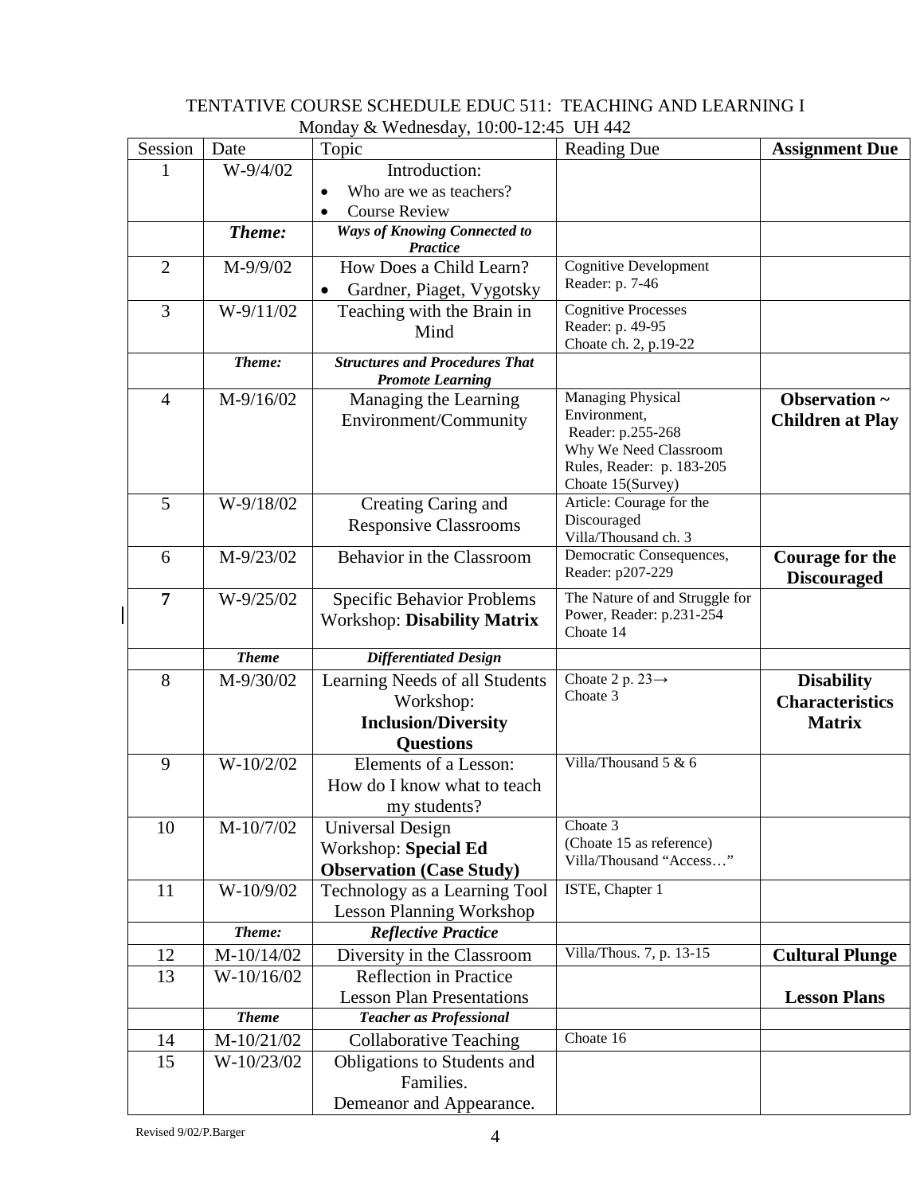TENTATIVE COURSE SCHEDULE EDUC 511: TEACHING AND LEARNING I
Monday & Wednesday, 10:00-12:45 UH 442

| Session | Date | Topic | Reading Due | **Assignment Due** |
|---|---|---|---|---|
| 1 | W-9/4/02 | Introduction:<br>• Who are we as teachers?<br>• Course Review | | |
| | ***Theme:*** | ***Ways of Knowing Connected to Practice*** | | |
| 2 | M-9/9/02 | How Does a Child Learn?<br>• Gardner, Piaget, Vygotsky | Cognitive Development<br>Reader: p. 7-46 | |
| 3 | W-9/11/02 | Teaching with the Brain in Mind | Cognitive Processes<br>Reader: p. 49-95<br>Choate ch. 2, p.19-22 | |
| | ***Theme:*** | ***Structures and Procedures That Promote Learning*** | | |
| 4 | M-9/16/02 | Managing the Learning Environment/Community | Managing Physical Environment,<br>Reader: p.255-268<br>Why We Need Classroom Rules, Reader: p. 183-205<br>Choate 15(Survey) | **Observation ~ Children at Play** |
| 5 | W-9/18/02 | Creating Caring and Responsive Classrooms | Article: Courage for the Discouraged<br>Villa/Thousand ch. 3 | |
| 6 | M-9/23/02 | Behavior in the Classroom | Democratic Consequences, Reader: p207-229 | **Courage for the Discouraged** |
| **7** | W-9/25/02 | Specific Behavior Problems<br>Workshop: **Disability Matrix** | The Nature of and Struggle for Power, Reader: p.231-254<br>Choate 14 | |
| | ***Theme*** | ***Differentiated Design*** | | |
| 8 | M-9/30/02 | Learning Needs of all Students<br>Workshop:<br>**Inclusion/Diversity Questions** | Choate 2 p. 23→<br>Choate 3 | **Disability Characteristics Matrix** |
| 9 | W-10/2/02 | Elements of a Lesson:<br>How do I know what to teach my students? | Villa/Thousand 5 & 6 | |
| 10 | M-10/7/02 | Universal Design<br>Workshop: **Special Ed Observation (Case Study)** | Choate 3<br>(Choate 15 as reference)<br>Villa/Thousand "Access…" | |
| 11 | W-10/9/02 | Technology as a Learning Tool<br>Lesson Planning Workshop | ISTE, Chapter 1 | |
| | ***Theme:*** | ***Reflective Practice*** | | |
| 12 | M-10/14/02 | Diversity in the Classroom | Villa/Thous. 7, p. 13-15 | **Cultural Plunge** |
| 13 | W-10/16/02 | Reflection in Practice<br>Lesson Plan Presentations | | **Lesson Plans** |
| | ***Theme*** | ***Teacher as Professional*** | | |
| 14 | M-10/21/02 | Collaborative Teaching | Choate 16 | |
| 15 | W-10/23/02 | Obligations to Students and Families.<br>Demeanor and Appearance. | | |

Revised 9/02/P.Barger